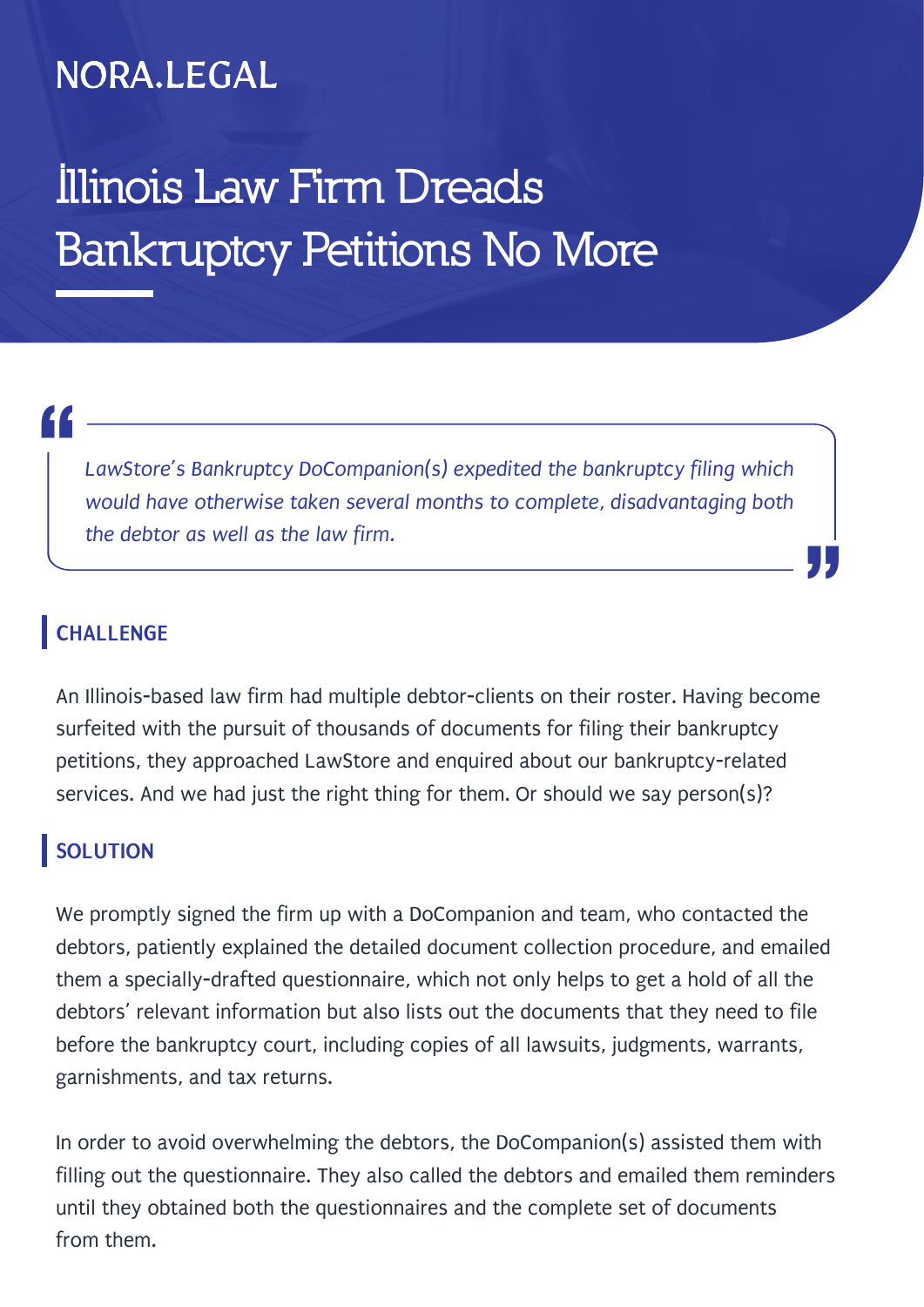NORA.LEGAL

# Illinois Law Firm Dreads Bankruptcy Petitions No More

> *LawStore's Bankruptcy DoCompanion(s) expedited the bankruptcy filing which would have otherwise taken several months to complete, disadvantaging both the debtor as well as the law firm.*

## CHALLENGE

An Illinois-based law firm had multiple debtor-clients on their roster. Having become surfeited with the pursuit of thousands of documents for filing their bankruptcy petitions, they approached LawStore and enquired about our bankruptcy-related services. And we had just the right thing for them. Or should we say person(s)?

## SOLUTION

We promptly signed the firm up with a DoCompanion and team, who contacted the debtors, patiently explained the detailed document collection procedure, and emailed them a specially-drafted questionnaire, which not only helps to get a hold of all the debtors' relevant information but also lists out the documents that they need to file before the bankruptcy court, including copies of all lawsuits, judgments, warrants, garnishments, and tax returns.

In order to avoid overwhelming the debtors, the DoCompanion(s) assisted them with filling out the questionnaire. They also called the debtors and emailed them reminders until they obtained both the questionnaires and the complete set of documents from them.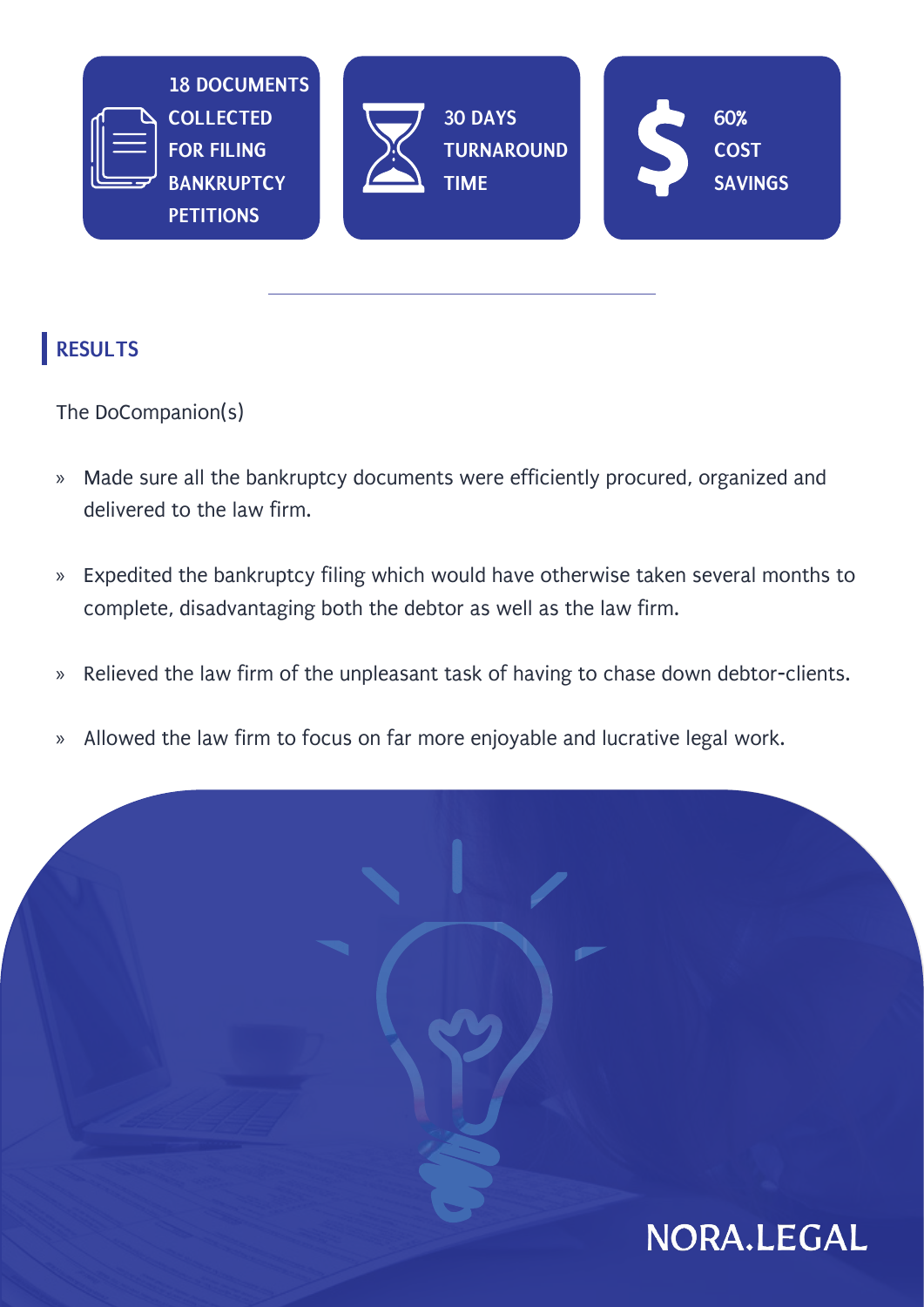18 DOCUMENTS COLLECTED FOR FILING BANKRUPTCY PETITIONS

30 DAYS TURNAROUND TIME

60% COST SAVINGS

## RESULTS

The DoCompanion(s)

- Made sure all the bankruptcy documents were efficiently procured, organized and delivered to the law firm.
- Expedited the bankruptcy filing which would have otherwise taken several months to complete, disadvantaging both the debtor as well as the law firm.
- Relieved the law firm of the unpleasant task of having to chase down debtor-clients.
- Allowed the law firm to focus on far more enjoyable and lucrative legal work.

NORA.LEGAL